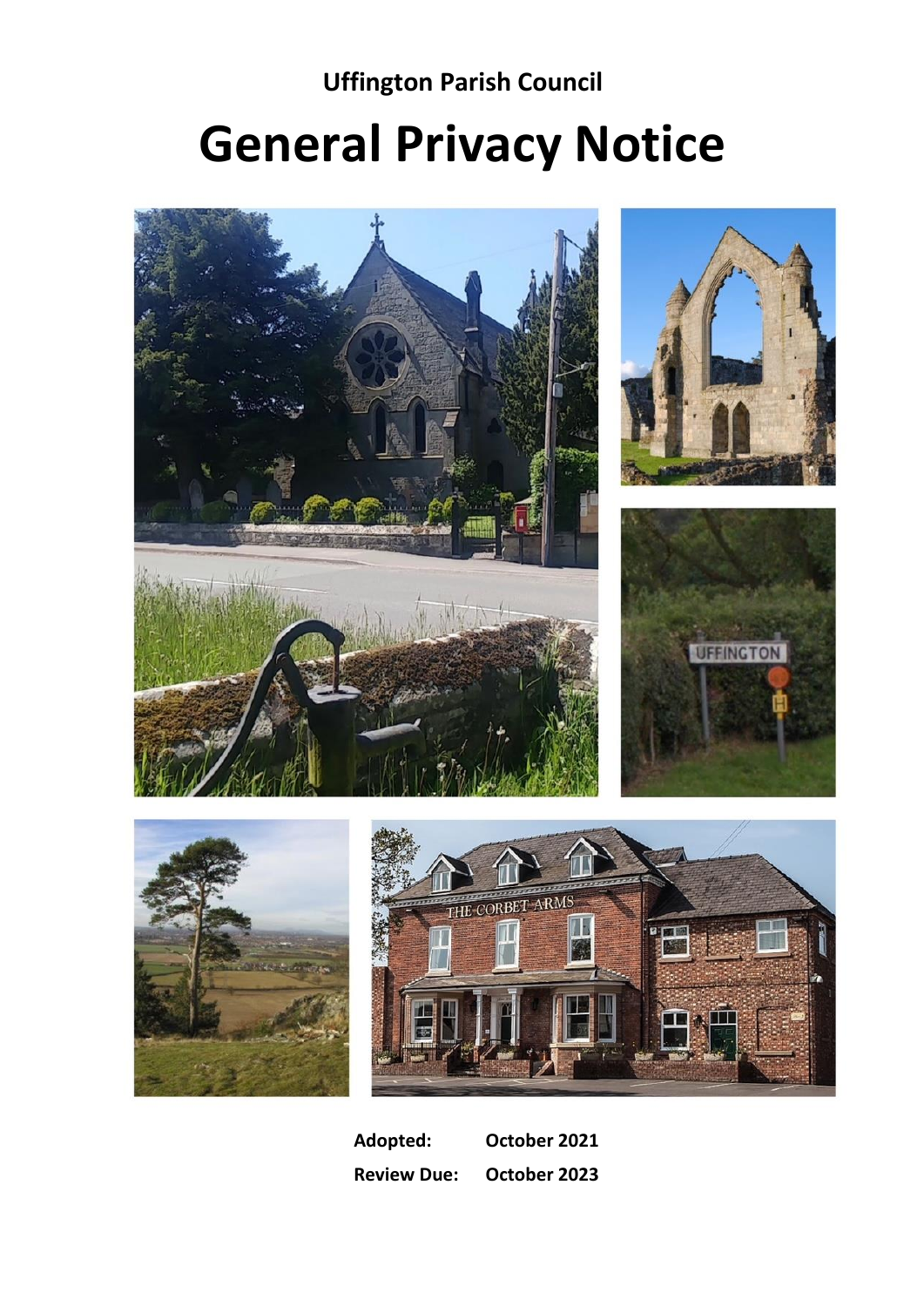**Uffington Parish Council**

# General Privacy Notice

**Adopted:** **October 2021**

**Review Due:** **October 2023**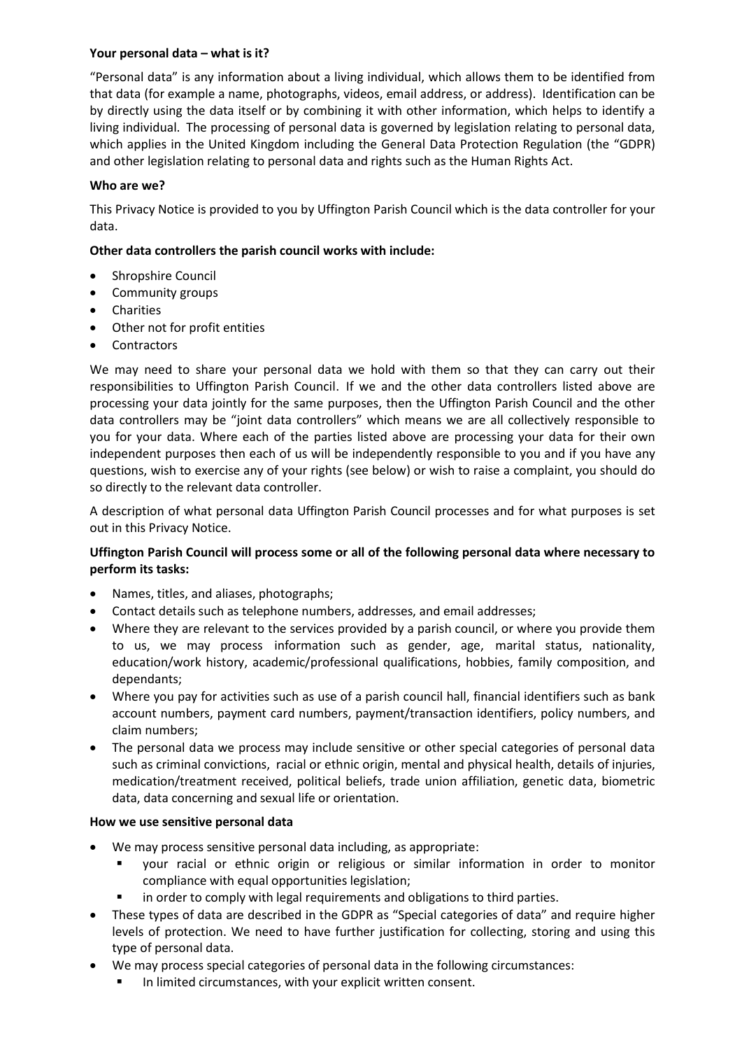**Your personal data – what is it?**

"Personal data" is any information about a living individual, which allows them to be identified from that data (for example a name, photographs, videos, email address, or address). Identification can be by directly using the data itself or by combining it with other information, which helps to identify a living individual. The processing of personal data is governed by legislation relating to personal data, which applies in the United Kingdom including the General Data Protection Regulation (the "GDPR) and other legislation relating to personal data and rights such as the Human Rights Act.

**Who are we?**

This Privacy Notice is provided to you by Uffington Parish Council which is the data controller for your data.

**Other data controllers the parish council works with include:**

- Shropshire Council
- Community groups
- Charities
- Other not for profit entities
- Contractors

We may need to share your personal data we hold with them so that they can carry out their responsibilities to Uffington Parish Council. If we and the other data controllers listed above are processing your data jointly for the same purposes, then the Uffington Parish Council and the other data controllers may be "joint data controllers" which means we are all collectively responsible to you for your data. Where each of the parties listed above are processing your data for their own independent purposes then each of us will be independently responsible to you and if you have any questions, wish to exercise any of your rights (see below) or wish to raise a complaint, you should do so directly to the relevant data controller.

A description of what personal data Uffington Parish Council processes and for what purposes is set out in this Privacy Notice.

**Uffington Parish Council will process some or all of the following personal data where necessary to perform its tasks:**

- Names, titles, and aliases, photographs;
- Contact details such as telephone numbers, addresses, and email addresses;
- Where they are relevant to the services provided by a parish council, or where you provide them to us, we may process information such as gender, age, marital status, nationality, education/work history, academic/professional qualifications, hobbies, family composition, and dependants;
- Where you pay for activities such as use of a parish council hall, financial identifiers such as bank account numbers, payment card numbers, payment/transaction identifiers, policy numbers, and claim numbers;
- The personal data we process may include sensitive or other special categories of personal data such as criminal convictions, racial or ethnic origin, mental and physical health, details of injuries, medication/treatment received, political beliefs, trade union affiliation, genetic data, biometric data, data concerning and sexual life or orientation.

**How we use sensitive personal data**

- We may process sensitive personal data including, as appropriate:
  - your racial or ethnic origin or religious or similar information in order to monitor compliance with equal opportunities legislation;
  - in order to comply with legal requirements and obligations to third parties.
- These types of data are described in the GDPR as "Special categories of data" and require higher levels of protection. We need to have further justification for collecting, storing and using this type of personal data.
- We may process special categories of personal data in the following circumstances:
  - In limited circumstances, with your explicit written consent.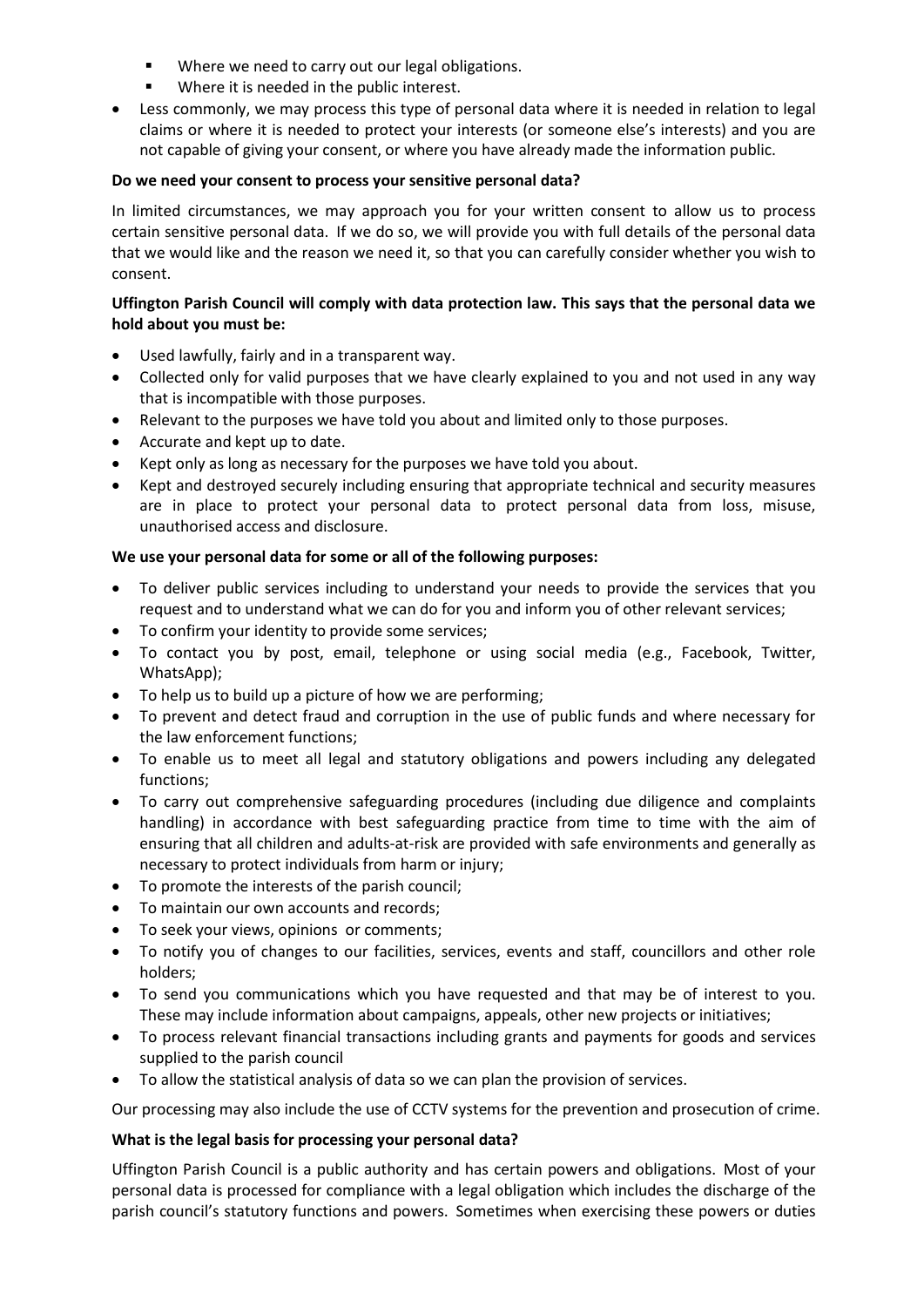- Where we need to carry out our legal obligations.
   - Where it is needed in the public interest.
- Less commonly, we may process this type of personal data where it is needed in relation to legal claims or where it is needed to protect your interests (or someone else's interests) and you are not capable of giving your consent, or where you have already made the information public.

**Do we need your consent to process your sensitive personal data?**

In limited circumstances, we may approach you for your written consent to allow us to process certain sensitive personal data. If we do so, we will provide you with full details of the personal data that we would like and the reason we need it, so that you can carefully consider whether you wish to consent.

**Uffington Parish Council will comply with data protection law. This says that the personal data we hold about you must be:**

- Used lawfully, fairly and in a transparent way.
- Collected only for valid purposes that we have clearly explained to you and not used in any way that is incompatible with those purposes.
- Relevant to the purposes we have told you about and limited only to those purposes.
- Accurate and kept up to date.
- Kept only as long as necessary for the purposes we have told you about.
- Kept and destroyed securely including ensuring that appropriate technical and security measures are in place to protect your personal data to protect personal data from loss, misuse, unauthorised access and disclosure.

**We use your personal data for some or all of the following purposes:**

- To deliver public services including to understand your needs to provide the services that you request and to understand what we can do for you and inform you of other relevant services;
- To confirm your identity to provide some services;
- To contact you by post, email, telephone or using social media (e.g., Facebook, Twitter, WhatsApp);
- To help us to build up a picture of how we are performing;
- To prevent and detect fraud and corruption in the use of public funds and where necessary for the law enforcement functions;
- To enable us to meet all legal and statutory obligations and powers including any delegated functions;
- To carry out comprehensive safeguarding procedures (including due diligence and complaints handling) in accordance with best safeguarding practice from time to time with the aim of ensuring that all children and adults-at-risk are provided with safe environments and generally as necessary to protect individuals from harm or injury;
- To promote the interests of the parish council;
- To maintain our own accounts and records;
- To seek your views, opinions or comments;
- To notify you of changes to our facilities, services, events and staff, councillors and other role holders;
- To send you communications which you have requested and that may be of interest to you. These may include information about campaigns, appeals, other new projects or initiatives;
- To process relevant financial transactions including grants and payments for goods and services supplied to the parish council
- To allow the statistical analysis of data so we can plan the provision of services.

Our processing may also include the use of CCTV systems for the prevention and prosecution of crime.

**What is the legal basis for processing your personal data?**

Uffington Parish Council is a public authority and has certain powers and obligations. Most of your personal data is processed for compliance with a legal obligation which includes the discharge of the parish council's statutory functions and powers. Sometimes when exercising these powers or duties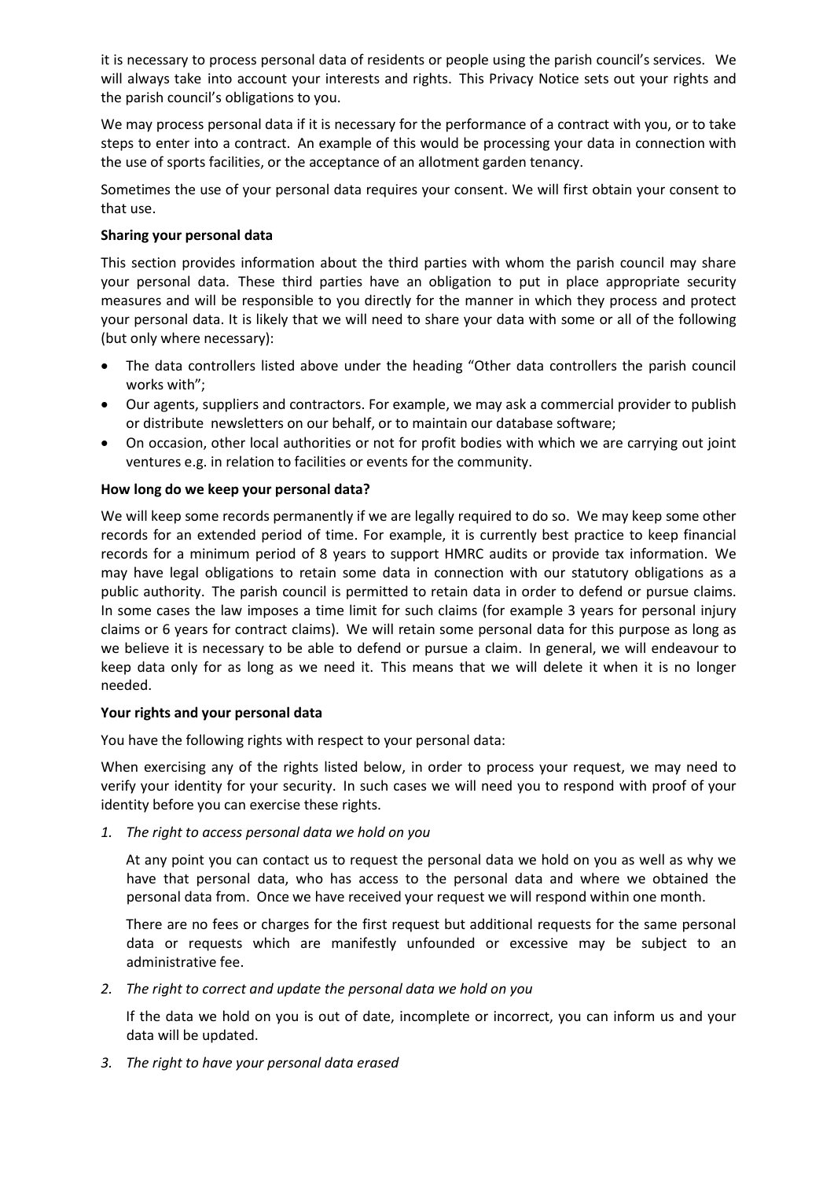it is necessary to process personal data of residents or people using the parish council's services. We will always take into account your interests and rights. This Privacy Notice sets out your rights and the parish council's obligations to you.

We may process personal data if it is necessary for the performance of a contract with you, or to take steps to enter into a contract. An example of this would be processing your data in connection with the use of sports facilities, or the acceptance of an allotment garden tenancy.

Sometimes the use of your personal data requires your consent. We will first obtain your consent to that use.

**Sharing your personal data**

This section provides information about the third parties with whom the parish council may share your personal data. These third parties have an obligation to put in place appropriate security measures and will be responsible to you directly for the manner in which they process and protect your personal data. It is likely that we will need to share your data with some or all of the following (but only where necessary):

- The data controllers listed above under the heading "Other data controllers the parish council works with";
- Our agents, suppliers and contractors. For example, we may ask a commercial provider to publish or distribute newsletters on our behalf, or to maintain our database software;
- On occasion, other local authorities or not for profit bodies with which we are carrying out joint ventures e.g. in relation to facilities or events for the community.

**How long do we keep your personal data?**

We will keep some records permanently if we are legally required to do so. We may keep some other records for an extended period of time. For example, it is currently best practice to keep financial records for a minimum period of 8 years to support HMRC audits or provide tax information. We may have legal obligations to retain some data in connection with our statutory obligations as a public authority. The parish council is permitted to retain data in order to defend or pursue claims. In some cases the law imposes a time limit for such claims (for example 3 years for personal injury claims or 6 years for contract claims). We will retain some personal data for this purpose as long as we believe it is necessary to be able to defend or pursue a claim. In general, we will endeavour to keep data only for as long as we need it. This means that we will delete it when it is no longer needed.

**Your rights and your personal data**

You have the following rights with respect to your personal data:

When exercising any of the rights listed below, in order to process your request, we may need to verify your identity for your security. In such cases we will need you to respond with proof of your identity before you can exercise these rights.

1. *The right to access personal data we hold on you*

   At any point you can contact us to request the personal data we hold on you as well as why we have that personal data, who has access to the personal data and where we obtained the personal data from. Once we have received your request we will respond within one month.

   There are no fees or charges for the first request but additional requests for the same personal data or requests which are manifestly unfounded or excessive may be subject to an administrative fee.

2. *The right to correct and update the personal data we hold on you*

   If the data we hold on you is out of date, incomplete or incorrect, you can inform us and your data will be updated.

3. *The right to have your personal data erased*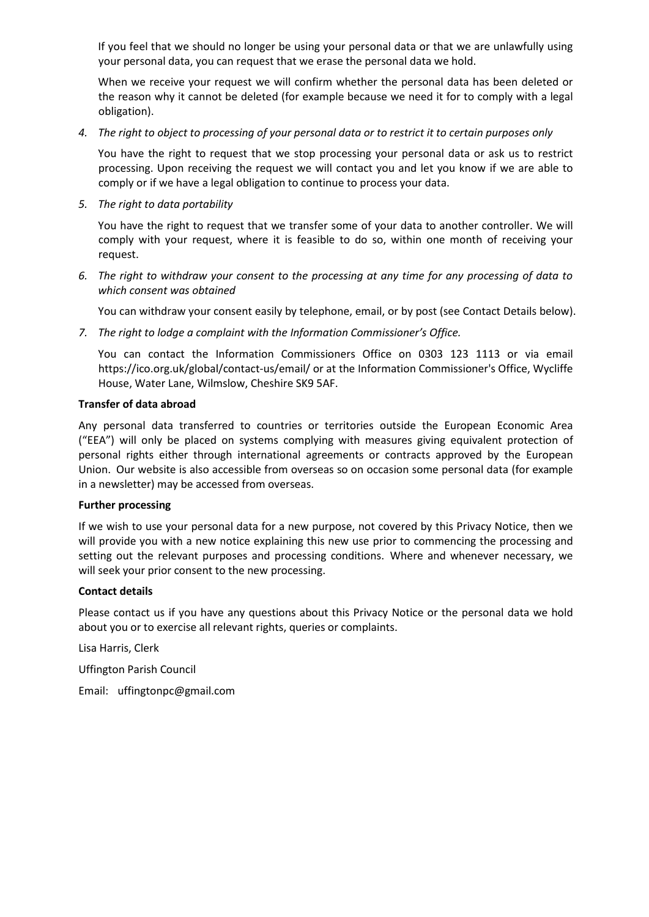If you feel that we should no longer be using your personal data or that we are unlawfully using your personal data, you can request that we erase the personal data we hold.

When we receive your request we will confirm whether the personal data has been deleted or the reason why it cannot be deleted (for example because we need it for to comply with a legal obligation).

4. *The right to object to processing of your personal data or to restrict it to certain purposes only*

   You have the right to request that we stop processing your personal data or ask us to restrict processing. Upon receiving the request we will contact you and let you know if we are able to comply or if we have a legal obligation to continue to process your data.

5. *The right to data portability*

   You have the right to request that we transfer some of your data to another controller. We will comply with your request, where it is feasible to do so, within one month of receiving your request.

6. *The right to withdraw your consent to the processing at any time for any processing of data to which consent was obtained*

   You can withdraw your consent easily by telephone, email, or by post (see Contact Details below).

7. *The right to lodge a complaint with the Information Commissioner's Office.*

   You can contact the Information Commissioners Office on 0303 123 1113 or via email https://ico.org.uk/global/contact-us/email/ or at the Information Commissioner's Office, Wycliffe House, Water Lane, Wilmslow, Cheshire SK9 5AF.

**Transfer of data abroad**

Any personal data transferred to countries or territories outside the European Economic Area ("EEA") will only be placed on systems complying with measures giving equivalent protection of personal rights either through international agreements or contracts approved by the European Union. Our website is also accessible from overseas so on occasion some personal data (for example in a newsletter) may be accessed from overseas.

**Further processing**

If we wish to use your personal data for a new purpose, not covered by this Privacy Notice, then we will provide you with a new notice explaining this new use prior to commencing the processing and setting out the relevant purposes and processing conditions. Where and whenever necessary, we will seek your prior consent to the new processing.

**Contact details**

Please contact us if you have any questions about this Privacy Notice or the personal data we hold about you or to exercise all relevant rights, queries or complaints.

Lisa Harris, Clerk

Uffington Parish Council

Email: uffingtonpc@gmail.com